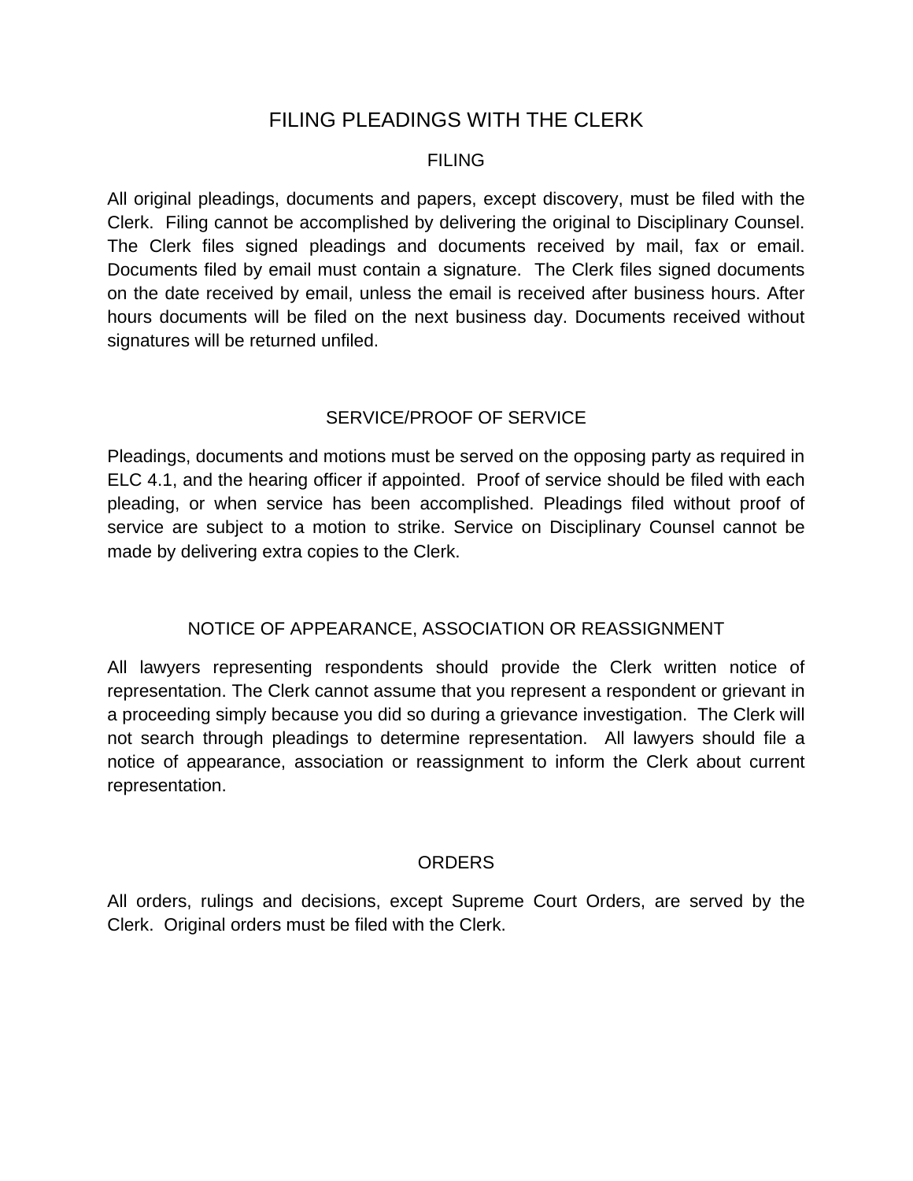# FILING PLEADINGS WITH THE CLERK

## FILING

All original pleadings, documents and papers, except discovery, must be filed with the Clerk. Filing cannot be accomplished by delivering the original to Disciplinary Counsel. The Clerk files signed pleadings and documents received by mail, fax or email. Documents filed by email must contain a signature. The Clerk files signed documents on the date received by email, unless the email is received after business hours. After hours documents will be filed on the next business day. Documents received without signatures will be returned unfiled.

## SERVICE/PROOF OF SERVICE

Pleadings, documents and motions must be served on the opposing party as required in ELC 4.1, and the hearing officer if appointed. Proof of service should be filed with each pleading, or when service has been accomplished. Pleadings filed without proof of service are subject to a motion to strike. Service on Disciplinary Counsel cannot be made by delivering extra copies to the Clerk.

## NOTICE OF APPEARANCE, ASSOCIATION OR REASSIGNMENT

All lawyers representing respondents should provide the Clerk written notice of representation. The Clerk cannot assume that you represent a respondent or grievant in a proceeding simply because you did so during a grievance investigation. The Clerk will not search through pleadings to determine representation. All lawyers should file a notice of appearance, association or reassignment to inform the Clerk about current representation.

## ORDERS

All orders, rulings and decisions, except Supreme Court Orders, are served by the Clerk. Original orders must be filed with the Clerk.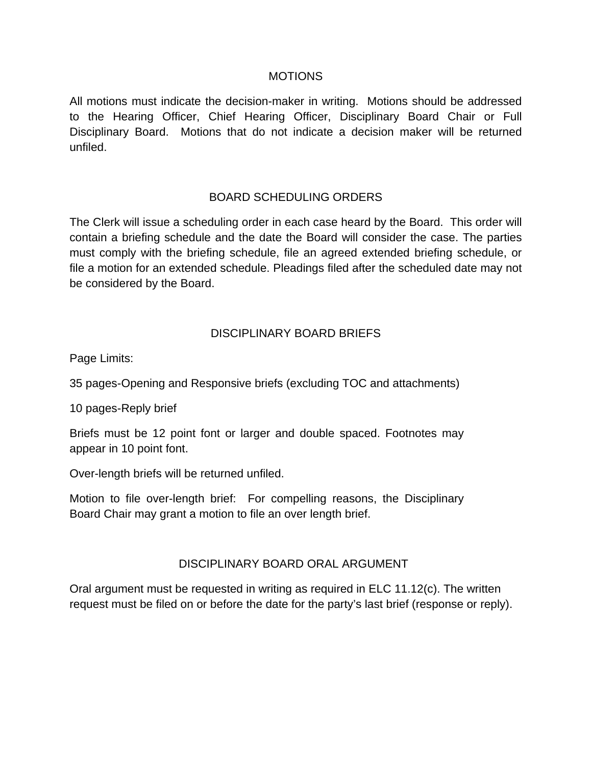## MOTIONS

All motions must indicate the decision-maker in writing. Motions should be addressed to the Hearing Officer, Chief Hearing Officer, Disciplinary Board Chair or Full Disciplinary Board. Motions that do not indicate a decision maker will be returned unfiled.

## BOARD SCHEDULING ORDERS

The Clerk will issue a scheduling order in each case heard by the Board. This order will contain a briefing schedule and the date the Board will consider the case. The parties must comply with the briefing schedule, file an agreed extended briefing schedule, or file a motion for an extended schedule. Pleadings filed after the scheduled date may not be considered by the Board.

## DISCIPLINARY BOARD BRIEFS

Page Limits:

35 pages-Opening and Responsive briefs (excluding TOC and attachments)

10 pages-Reply brief

Briefs must be 12 point font or larger and double spaced. Footnotes may appear in 10 point font.

Over-length briefs will be returned unfiled.

Motion to file over-length brief: For compelling reasons, the Disciplinary Board Chair may grant a motion to file an over length brief.

## DISCIPLINARY BOARD ORAL ARGUMENT

Oral argument must be requested in writing as required in ELC 11.12(c). The written request must be filed on or before the date for the party's last brief (response or reply).